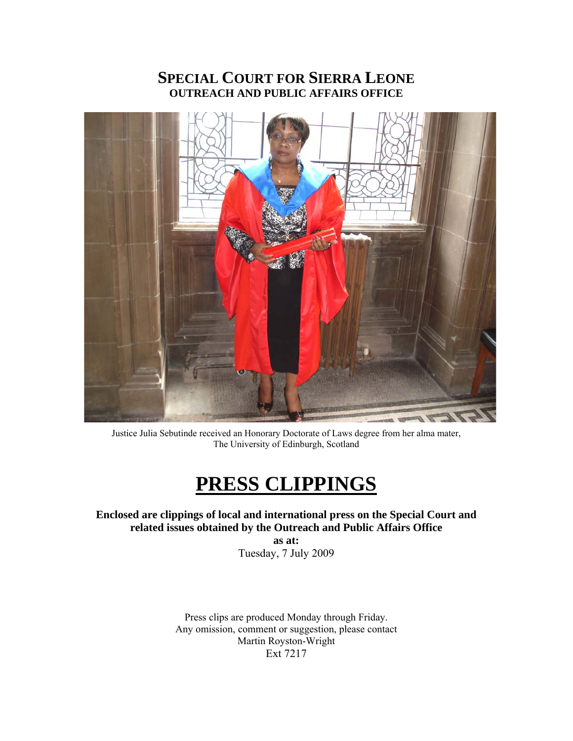# SPECIAL COURT FOR SIERRA LEONE
## OUTREACH AND PUBLIC AFFAIRS OFFICE

Justice Julia Sebutinde received an Honorary Doctorate of Laws degree from her alma mater, The University of Edinburgh, Scotland

# PRESS CLIPPINGS

**Enclosed are clippings of local and international press on the Special Court and related issues obtained by the Outreach and Public Affairs Office**

**as at:**

Tuesday, 7 July 2009

Press clips are produced Monday through Friday.
Any omission, comment or suggestion, please contact
Martin Royston-Wright
Ext 7217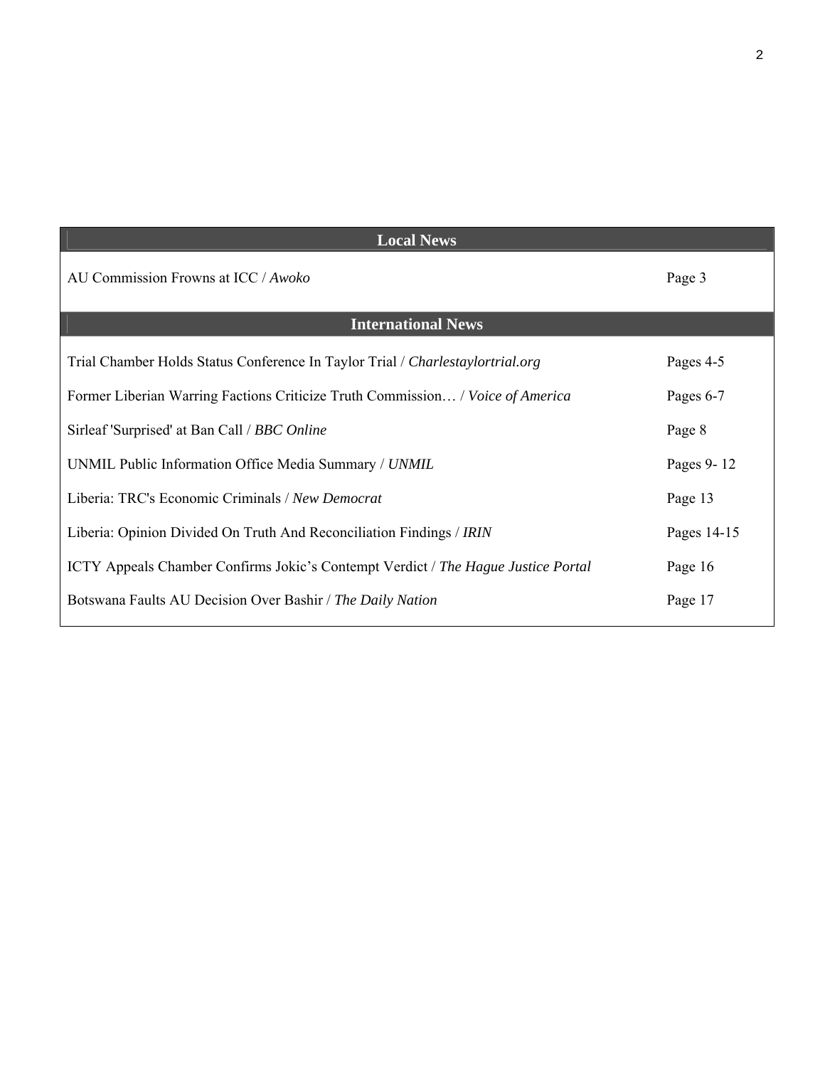| Local News | |
|---|---|
| AU Commission Frowns at ICC / *Awoko* | Page 3 |
| **International News** | |
| Trial Chamber Holds Status Conference In Taylor Trial / *Charlestaylortrial.org* | Pages 4-5 |
| Former Liberian Warring Factions Criticize Truth Commission… / *Voice of America* | Pages 6-7 |
| Sirleaf 'Surprised' at Ban Call / *BBC Online* | Page 8 |
| UNMIL Public Information Office Media Summary / *UNMIL* | Pages 9- 12 |
| Liberia: TRC's Economic Criminals / *New Democrat* | Page 13 |
| Liberia: Opinion Divided On Truth And Reconciliation Findings / *IRIN* | Pages 14-15 |
| ICTY Appeals Chamber Confirms Jokic's Contempt Verdict / *The Hague Justice Portal* | Page 16 |
| Botswana Faults AU Decision Over Bashir / *The Daily Nation* | Page 17 |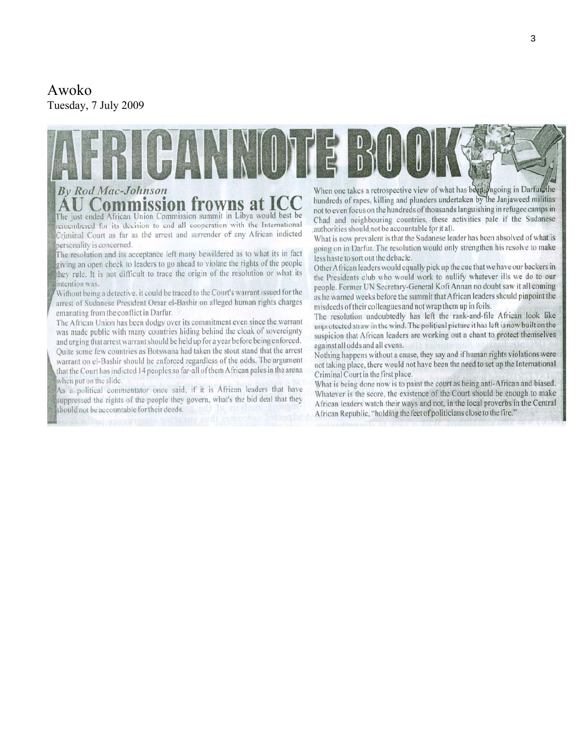# Awoko

Tuesday, 7 July 2009

## AFRICAN NOTE BOOK

*By Rod Mac-Johnson*

## AU Commission frowns at ICC

The just ended African Union Commission summit in Libya would best be remembered for its decision to end all cooperation with the International Criminal Court as far as the arrest and surrender of any African indicted personality is concerned.

The resolution and its acceptance left many bewildered as to what its in fact giving an open check to leaders to go ahead to violate the rights of the people they rule. It is not difficult to trace the origin of the resolution or what its intention was.

Without being a detective, it could be traced to the Court's warrant issued for the arrest of Sudanese President Omar el-Bashir on alleged human rights charges emanating from the conflict in Darfur.

The African Union has been dodgy over its commitment even since the warrant was made public with many countries hiding behind the cloak of sovereignty and urging that arrest warrant should be held up for a year before being enforced.

Quite some few countries as Botswana had taken the stout stand that the arrest warrant on el-Bashir should be enforced regardless of the odds. The argument that the Court has indicted 14 peoples so far-all of them African pales in the arena when put on the slide.

As a political commentator once said, if it is African leaders that have suppressed the rights of the people they govern, what's the bid deal that they should not be accountable for their deeds.

When one takes a retrospective view of what has been ongoing in Darfur, the hundreds of rapes, killing and plunders undertaken by the Janjaweed militias not to even focus on the hundreds of thousands languishing in refugee camps in Chad and neighbouring countries, these activities pale if the Sudanese authorities should not be accountable for it all.

What is now prevalent is that the Sudanese leader has been absolved of what is going on in Darfur. The resolution would only strengthen his resolve to make less haste to sort out the debacle.

Other African leaders would equally pick up the cue that we have our backers in the Presidents club who would work to nullify whatever ills we do to our people. Former UN Secretary-General Kofi Annan no doubt saw it all coming as he warned weeks before the summit that African leaders should pinpoint the misdeeds of their colleagues and not wrap them up in foils.

The resolution undoubtedly has left the rank-and-file African look like unprotected straw in the wind. The political picture it has left is now built on the suspicion that African leaders are working out a chant to protect themselves against all odds and all evens.

Nothing happens without a cause, they say and if human rights violations were not taking place, there would not have been the need to set up the International Criminal Court in the first place.

What is being done now is to paint the court as being anti-African and biased. Whatever is the score, the existence of the Court should be enough to make African leaders watch their ways and not, in the local proverbs in the Central African Republic, "holding the feet of politicians close to the fire."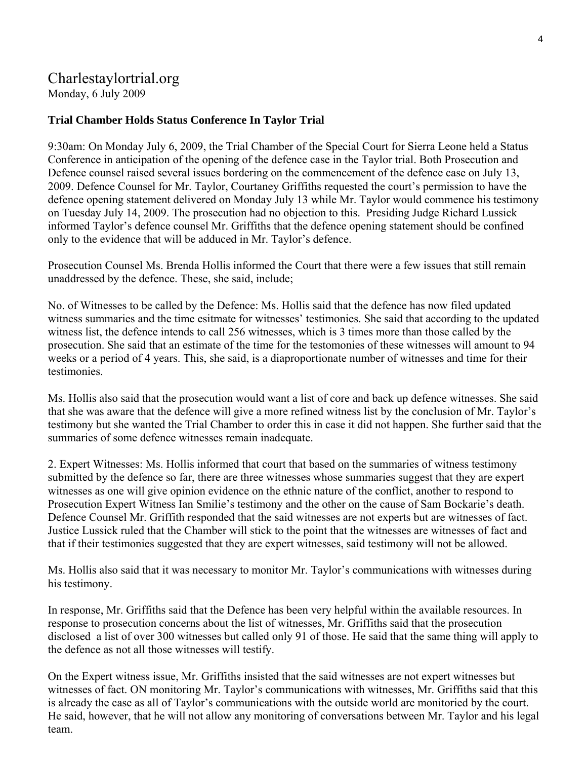# Charlestaylortrial.org

Monday, 6 July 2009

**Trial Chamber Holds Status Conference In Taylor Trial**

9:30am: On Monday July 6, 2009, the Trial Chamber of the Special Court for Sierra Leone held a Status Conference in anticipation of the opening of the defence case in the Taylor trial. Both Prosecution and Defence counsel raised several issues bordering on the commencement of the defence case on July 13, 2009. Defence Counsel for Mr. Taylor, Courtaney Griffiths requested the court's permission to have the defence opening statement delivered on Monday July 13 while Mr. Taylor would commence his testimony on Tuesday July 14, 2009. The prosecution had no objection to this. Presiding Judge Richard Lussick informed Taylor's defence counsel Mr. Griffiths that the defence opening statement should be confined only to the evidence that will be adduced in Mr. Taylor's defence.

Prosecution Counsel Ms. Brenda Hollis informed the Court that there were a few issues that still remain unaddressed by the defence. These, she said, include;

No. of Witnesses to be called by the Defence: Ms. Hollis said that the defence has now filed updated witness summaries and the time esitmate for witnesses' testimonies. She said that according to the updated witness list, the defence intends to call 256 witnesses, which is 3 times more than those called by the prosecution. She said that an estimate of the time for the testomonies of these witnesses will amount to 94 weeks or a period of 4 years. This, she said, is a diaproportionate number of witnesses and time for their testimonies.

Ms. Hollis also said that the prosecution would want a list of core and back up defence witnesses. She said that she was aware that the defence will give a more refined witness list by the conclusion of Mr. Taylor's testimony but she wanted the Trial Chamber to order this in case it did not happen. She further said that the summaries of some defence witnesses remain inadequate.

2. Expert Witnesses: Ms. Hollis informed that court that based on the summaries of witness testimony submitted by the defence so far, there are three witnesses whose summaries suggest that they are expert witnesses as one will give opinion evidence on the ethnic nature of the conflict, another to respond to Prosecution Expert Witness Ian Smilie's testimony and the other on the cause of Sam Bockarie's death. Defence Counsel Mr. Griffith responded that the said witnesses are not experts but are witnesses of fact. Justice Lussick ruled that the Chamber will stick to the point that the witnesses are witnesses of fact and that if their testimonies suggested that they are expert witnesses, said testimony will not be allowed.

Ms. Hollis also said that it was necessary to monitor Mr. Taylor's communications with witnesses during his testimony.

In response, Mr. Griffiths said that the Defence has been very helpful within the available resources. In response to prosecution concerns about the list of witnesses, Mr. Griffiths said that the prosecution disclosed a list of over 300 witnesses but called only 91 of those. He said that the same thing will apply to the defence as not all those witnesses will testify.

On the Expert witness issue, Mr. Griffiths insisted that the said witnesses are not expert witnesses but witnesses of fact. ON monitoring Mr. Taylor's communications with witnesses, Mr. Griffiths said that this is already the case as all of Taylor's communications with the outside world are monitoried by the court. He said, however, that he will not allow any monitoring of conversations between Mr. Taylor and his legal team.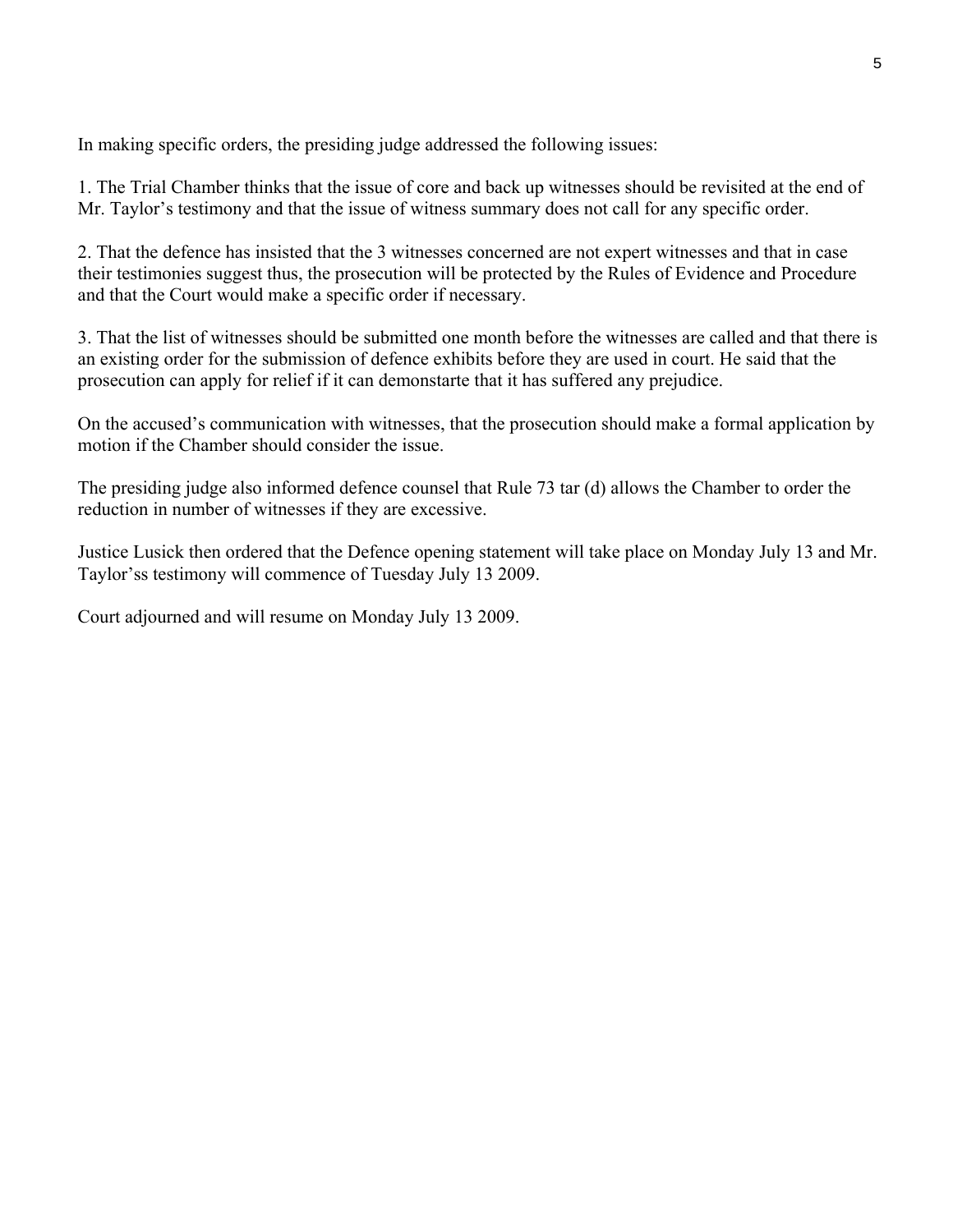In making specific orders, the presiding judge addressed the following issues:

1. The Trial Chamber thinks that the issue of core and back up witnesses should be revisited at the end of Mr. Taylor's testimony and that the issue of witness summary does not call for any specific order.

2. That the defence has insisted that the 3 witnesses concerned are not expert witnesses and that in case their testimonies suggest thus, the prosecution will be protected by the Rules of Evidence and Procedure and that the Court would make a specific order if necessary.

3. That the list of witnesses should be submitted one month before the witnesses are called and that there is an existing order for the submission of defence exhibits before they are used in court. He said that the prosecution can apply for relief if it can demonstarte that it has suffered any prejudice.

On the accused's communication with witnesses, that the prosecution should make a formal application by motion if the Chamber should consider the issue.

The presiding judge also informed defence counsel that Rule 73 tar (d) allows the Chamber to order the reduction in number of witnesses if they are excessive.

Justice Lusick then ordered that the Defence opening statement will take place on Monday July 13 and Mr. Taylor'ss testimony will commence of Tuesday July 13 2009.

Court adjourned and will resume on Monday July 13 2009.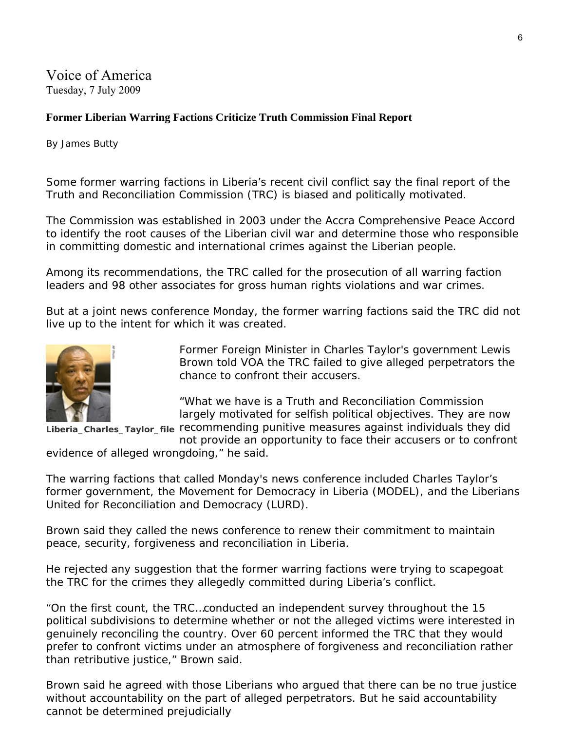Voice of America
Tuesday, 7 July 2009

**Former Liberian Warring Factions Criticize Truth Commission Final Report**

By James Butty

Some former warring factions in Liberia's recent civil conflict say the final report of the Truth and Reconciliation Commission (TRC) is biased and politically motivated.

The Commission was established in 2003 under the Accra Comprehensive Peace Accord to identify the root causes of the Liberian civil war and determine those who responsible in committing domestic and international crimes against the Liberian people.

Among its recommendations, the TRC called for the prosecution of all warring faction leaders and 98 other associates for gross human rights violations and war crimes.

But at a joint news conference Monday, the former warring factions said the TRC did not live up to the intent for which it was created.

Liberia_Charles_Taylor_file

Former Foreign Minister in Charles Taylor's government Lewis Brown told VOA the TRC failed to give alleged perpetrators the chance to confront their accusers.

"What we have is a Truth and Reconciliation Commission largely motivated for selfish political objectives. They are now recommending punitive measures against individuals they did not provide an opportunity to face their accusers or to confront evidence of alleged wrongdoing," he said.

The warring factions that called Monday's news conference included Charles Taylor's former government, the Movement for Democracy in Liberia (MODEL), and the Liberians United for Reconciliation and Democracy (LURD).

Brown said they called the news conference to renew their commitment to maintain peace, security, forgiveness and reconciliation in Liberia.

He rejected any suggestion that the former warring factions were trying to scapegoat the TRC for the crimes they allegedly committed during Liberia's conflict.

"On the first count, the TRC…conducted an independent survey throughout the 15 political subdivisions to determine whether or not the alleged victims were interested in genuinely reconciling the country. Over 60 percent informed the TRC that they would prefer to confront victims under an atmosphere of forgiveness and reconciliation rather than retributive justice," Brown said.

Brown said he agreed with those Liberians who argued that there can be no true justice without accountability on the part of alleged perpetrators. But he said accountability cannot be determined prejudicially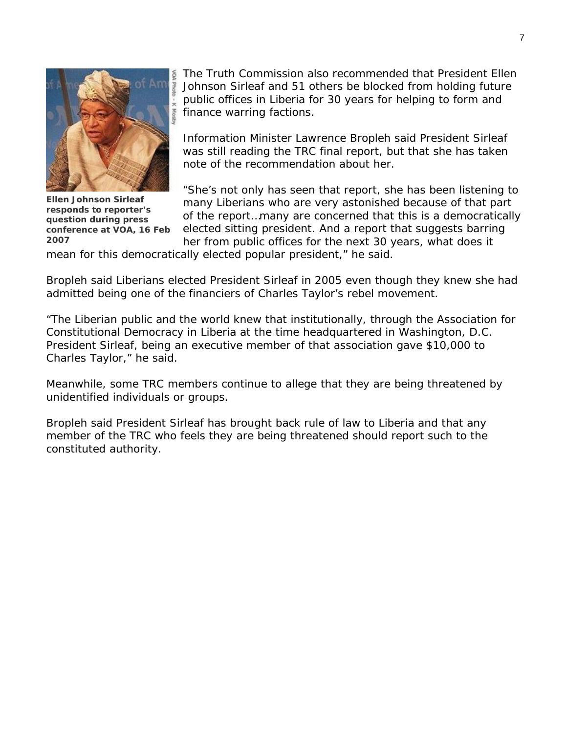Ellen Johnson Sirleaf responds to reporter's question during press conference at VOA, 16 Feb 2007

The Truth Commission also recommended that President Ellen Johnson Sirleaf and 51 others be blocked from holding future public offices in Liberia for 30 years for helping to form and finance warring factions.

Information Minister Lawrence Bropleh said President Sirleaf was still reading the TRC final report, but that she has taken note of the recommendation about her.

"She's not only has seen that report, she has been listening to many Liberians who are very astonished because of that part of the report…many are concerned that this is a democratically elected sitting president. And a report that suggests barring her from public offices for the next 30 years, what does it mean for this democratically elected popular president," he said.

Bropleh said Liberians elected President Sirleaf in 2005 even though they knew she had admitted being one of the financiers of Charles Taylor's rebel movement.

"The Liberian public and the world knew that institutionally, through the Association for Constitutional Democracy in Liberia at the time headquartered in Washington, D.C. President Sirleaf, being an executive member of that association gave $10,000 to Charles Taylor," he said.

Meanwhile, some TRC members continue to allege that they are being threatened by unidentified individuals or groups.

Bropleh said President Sirleaf has brought back rule of law to Liberia and that any member of the TRC who feels they are being threatened should report such to the constituted authority.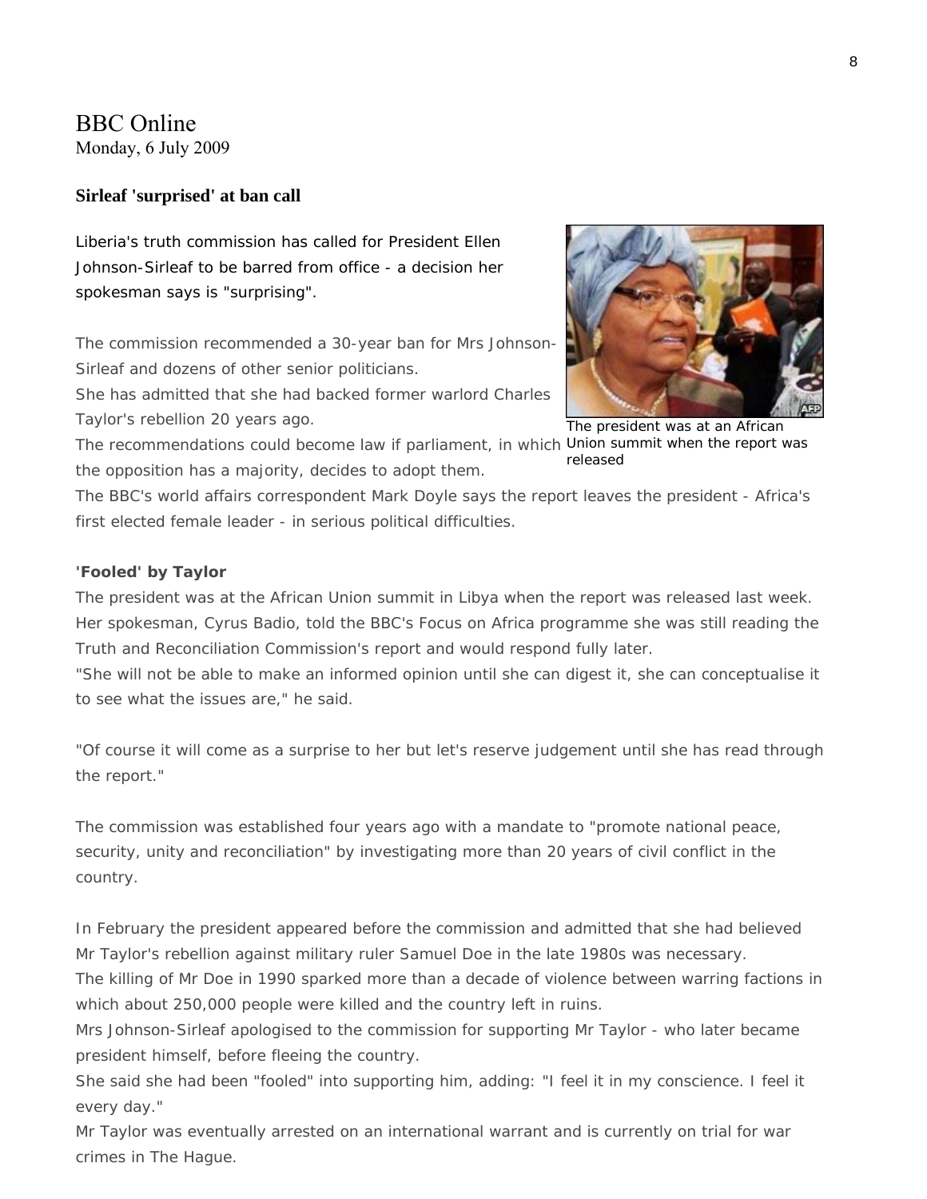BBC Online
Monday, 6 July 2009

**Sirleaf 'surprised' at ban call**

Liberia's truth commission has called for President Ellen Johnson-Sirleaf to be barred from office - a decision her spokesman says is "surprising".

The commission recommended a 30-year ban for Mrs Johnson-Sirleaf and dozens of other senior politicians.

She has admitted that she had backed former warlord Charles Taylor's rebellion 20 years ago.

The recommendations could become law if parliament, in which the opposition has a majority, decides to adopt them.

The president was at an African Union summit when the report was released

The BBC's world affairs correspondent Mark Doyle says the report leaves the president - Africa's first elected female leader - in serious political difficulties.

**'Fooled' by Taylor**

The president was at the African Union summit in Libya when the report was released last week.

Her spokesman, Cyrus Badio, told the BBC's Focus on Africa programme she was still reading the Truth and Reconciliation Commission's report and would respond fully later.

"She will not be able to make an informed opinion until she can digest it, she can conceptualise it to see what the issues are," he said.

"Of course it will come as a surprise to her but let's reserve judgement until she has read through the report."

The commission was established four years ago with a mandate to "promote national peace, security, unity and reconciliation" by investigating more than 20 years of civil conflict in the country.

In February the president appeared before the commission and admitted that she had believed Mr Taylor's rebellion against military ruler Samuel Doe in the late 1980s was necessary.

The killing of Mr Doe in 1990 sparked more than a decade of violence between warring factions in which about 250,000 people were killed and the country left in ruins.

Mrs Johnson-Sirleaf apologised to the commission for supporting Mr Taylor - who later became president himself, before fleeing the country.

She said she had been "fooled" into supporting him, adding: "I feel it in my conscience. I feel it every day."

Mr Taylor was eventually arrested on an international warrant and is currently on trial for war crimes in The Hague.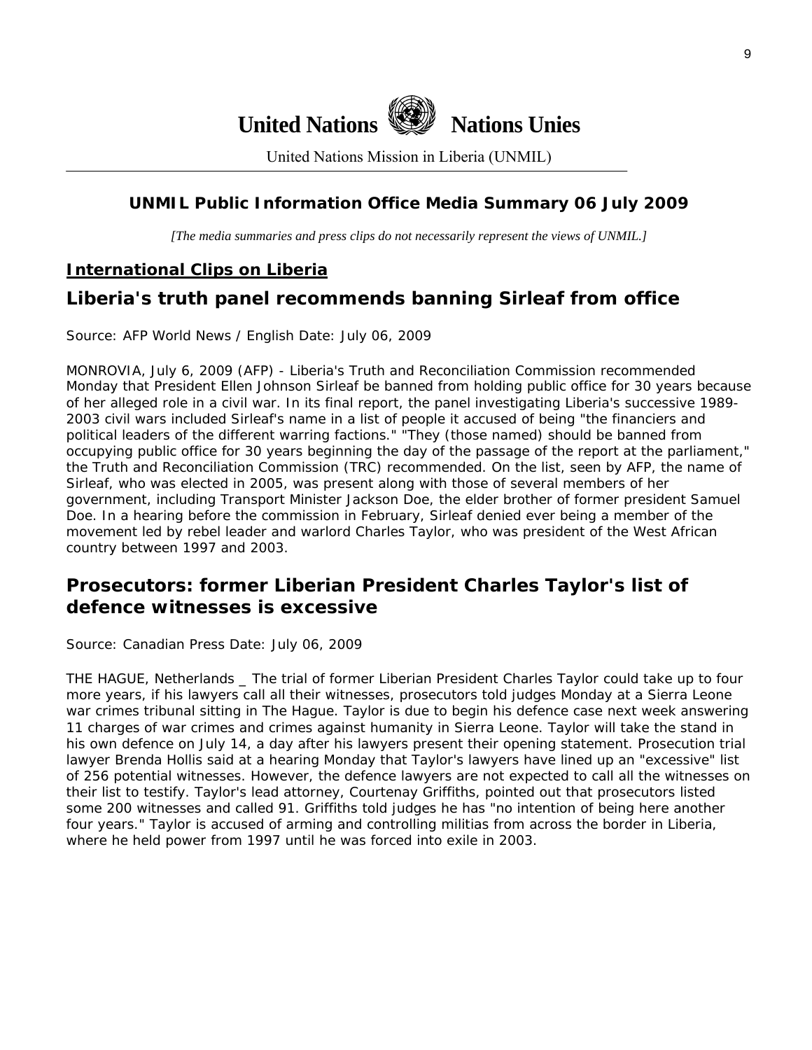# United Nations Nations Unies

United Nations Mission in Liberia (UNMIL)

## UNMIL Public Information Office Media Summary 06 July 2009

*[The media summaries and press clips do not necessarily represent the views of UNMIL.]*

## International Clips on Liberia

### Liberia's truth panel recommends banning Sirleaf from office

Source: AFP World News / English Date: July 06, 2009

MONROVIA, July 6, 2009 (AFP) - Liberia's Truth and Reconciliation Commission recommended Monday that President Ellen Johnson Sirleaf be banned from holding public office for 30 years because of her alleged role in a civil war. In its final report, the panel investigating Liberia's successive 1989-2003 civil wars included Sirleaf's name in a list of people it accused of being "the financiers and political leaders of the different warring factions." "They (those named) should be banned from occupying public office for 30 years beginning the day of the passage of the report at the parliament," the Truth and Reconciliation Commission (TRC) recommended. On the list, seen by AFP, the name of Sirleaf, who was elected in 2005, was present along with those of several members of her government, including Transport Minister Jackson Doe, the elder brother of former president Samuel Doe. In a hearing before the commission in February, Sirleaf denied ever being a member of the movement led by rebel leader and warlord Charles Taylor, who was president of the West African country between 1997 and 2003.

### Prosecutors: former Liberian President Charles Taylor's list of defence witnesses is excessive

Source: Canadian Press Date: July 06, 2009

THE HAGUE, Netherlands _ The trial of former Liberian President Charles Taylor could take up to four more years, if his lawyers call all their witnesses, prosecutors told judges Monday at a Sierra Leone war crimes tribunal sitting in The Hague. Taylor is due to begin his defence case next week answering 11 charges of war crimes and crimes against humanity in Sierra Leone. Taylor will take the stand in his own defence on July 14, a day after his lawyers present their opening statement. Prosecution trial lawyer Brenda Hollis said at a hearing Monday that Taylor's lawyers have lined up an "excessive" list of 256 potential witnesses. However, the defence lawyers are not expected to call all the witnesses on their list to testify. Taylor's lead attorney, Courtenay Griffiths, pointed out that prosecutors listed some 200 witnesses and called 91. Griffiths told judges he has "no intention of being here another four years." Taylor is accused of arming and controlling militias from across the border in Liberia, where he held power from 1997 until he was forced into exile in 2003.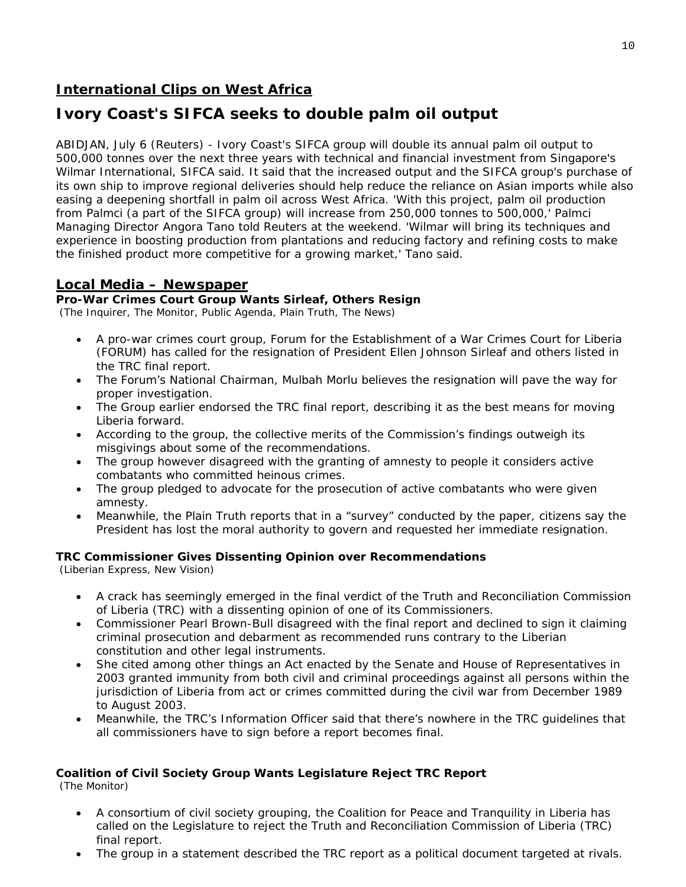## International Clips on West Africa

# Ivory Coast's SIFCA seeks to double palm oil output

ABIDJAN, July 6 (Reuters) - Ivory Coast's SIFCA group will double its annual palm oil output to 500,000 tonnes over the next three years with technical and financial investment from Singapore's Wilmar International, SIFCA said. It said that the increased output and the SIFCA group's purchase of its own ship to improve regional deliveries should help reduce the reliance on Asian imports while also easing a deepening shortfall in palm oil across West Africa. 'With this project, palm oil production from Palmci (a part of the SIFCA group) will increase from 250,000 tonnes to 500,000,' Palmci Managing Director Angora Tano told Reuters at the weekend. 'Wilmar will bring its techniques and experience in boosting production from plantations and reducing factory and refining costs to make the finished product more competitive for a growing market,' Tano said.

## Local Media – Newspaper

### Pro-War Crimes Court Group Wants Sirleaf, Others Resign

(The Inquirer, The Monitor, Public Agenda, Plain Truth, The News)

- A pro-war crimes court group, Forum for the Establishment of a War Crimes Court for Liberia (FORUM) has called for the resignation of President Ellen Johnson Sirleaf and others listed in the TRC final report.
- The Forum's National Chairman, Mulbah Morlu believes the resignation will pave the way for proper investigation.
- The Group earlier endorsed the TRC final report, describing it as the best means for moving Liberia forward.
- According to the group, the collective merits of the Commission's findings outweigh its misgivings about some of the recommendations.
- The group however disagreed with the granting of amnesty to people it considers active combatants who committed heinous crimes.
- The group pledged to advocate for the prosecution of active combatants who were given amnesty.
- Meanwhile, the Plain Truth reports that in a "survey" conducted by the paper, citizens say the President has lost the moral authority to govern and requested her immediate resignation.

### TRC Commissioner Gives Dissenting Opinion over Recommendations

(Liberian Express, New Vision)

- A crack has seemingly emerged in the final verdict of the Truth and Reconciliation Commission of Liberia (TRC) with a dissenting opinion of one of its Commissioners.
- Commissioner Pearl Brown-Bull disagreed with the final report and declined to sign it claiming criminal prosecution and debarment as recommended runs contrary to the Liberian constitution and other legal instruments.
- She cited among other things an Act enacted by the Senate and House of Representatives in 2003 granted immunity from both civil and criminal proceedings against all persons within the jurisdiction of Liberia from act or crimes committed during the civil war from December 1989 to August 2003.
- Meanwhile, the TRC's Information Officer said that there's nowhere in the TRC guidelines that all commissioners have to sign before a report becomes final.

### Coalition of Civil Society Group Wants Legislature Reject TRC Report

(The Monitor)

- A consortium of civil society grouping, the Coalition for Peace and Tranquility in Liberia has called on the Legislature to reject the Truth and Reconciliation Commission of Liberia (TRC) final report.
- The group in a statement described the TRC report as a political document targeted at rivals.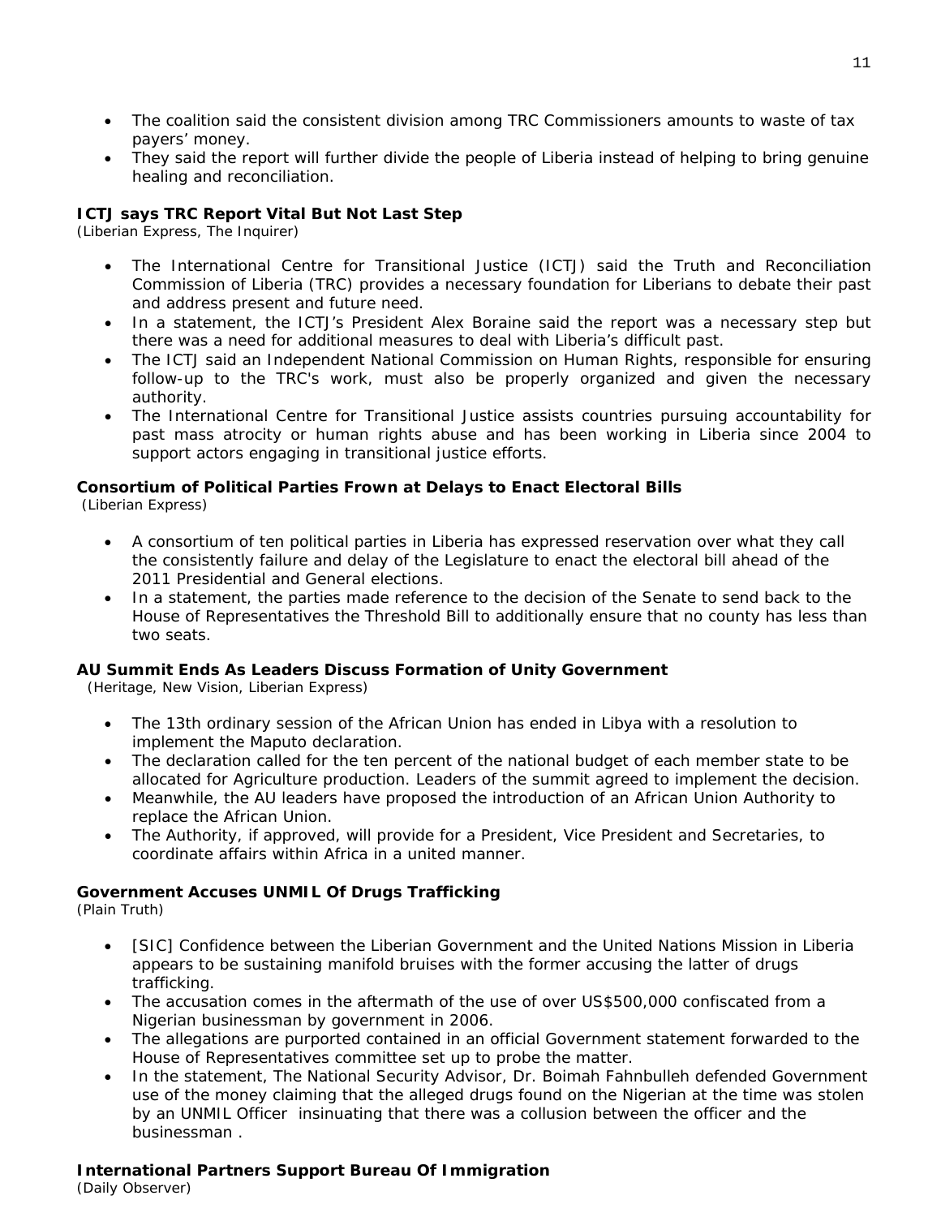- The coalition said the consistent division among TRC Commissioners amounts to waste of tax payers' money.
- They said the report will further divide the people of Liberia instead of helping to bring genuine healing and reconciliation.

**ICTJ says TRC Report Vital But Not Last Step**
*(Liberian Express, The Inquirer)*

- The International Centre for Transitional Justice (ICTJ) said the Truth and Reconciliation Commission of Liberia (TRC) provides a necessary foundation for Liberians to debate their past and address present and future need.
- In a statement, the ICTJ's President Alex Boraine said the report was a necessary step but there was a need for additional measures to deal with Liberia's difficult past.
- The ICTJ said an Independent National Commission on Human Rights, responsible for ensuring follow-up to the TRC's work, must also be properly organized and given the necessary authority.
- The International Centre for Transitional Justice assists countries pursuing accountability for past mass atrocity or human rights abuse and has been working in Liberia since 2004 to support actors engaging in transitional justice efforts.

**Consortium of Political Parties Frown at Delays to Enact Electoral Bills**
*(Liberian Express)*

- A consortium of ten political parties in Liberia has expressed reservation over what they call the consistently failure and delay of the Legislature to enact the electoral bill ahead of the 2011 Presidential and General elections.
- In a statement, the parties made reference to the decision of the Senate to send back to the House of Representatives the Threshold Bill to additionally ensure that no county has less than two seats.

**AU Summit Ends As Leaders Discuss Formation of Unity Government**
*(Heritage, New Vision, Liberian Express)*

- The 13th ordinary session of the African Union has ended in Libya with a resolution to implement the Maputo declaration.
- The declaration called for the ten percent of the national budget of each member state to be allocated for Agriculture production. Leaders of the summit agreed to implement the decision.
- Meanwhile, the AU leaders have proposed the introduction of an African Union Authority to replace the African Union.
- The Authority, if approved, will provide for a President, Vice President and Secretaries, to coordinate affairs within Africa in a united manner.

**Government Accuses UNMIL Of Drugs Trafficking**
*(Plain Truth)*

- [SIC] Confidence between the Liberian Government and the United Nations Mission in Liberia appears to be sustaining manifold bruises with the former accusing the latter of drugs trafficking.
- The accusation comes in the aftermath of the use of over US$500,000 confiscated from a Nigerian businessman by government in 2006.
- The allegations are purported contained in an official Government statement forwarded to the House of Representatives committee set up to probe the matter.
- In the statement, The National Security Advisor, Dr. Boimah Fahnbulleh defended Government use of the money claiming that the alleged drugs found on the Nigerian at the time was stolen by an UNMIL Officer insinuating that there was a collusion between the officer and the businessman .

**International Partners Support Bureau Of Immigration**
*(Daily Observer)*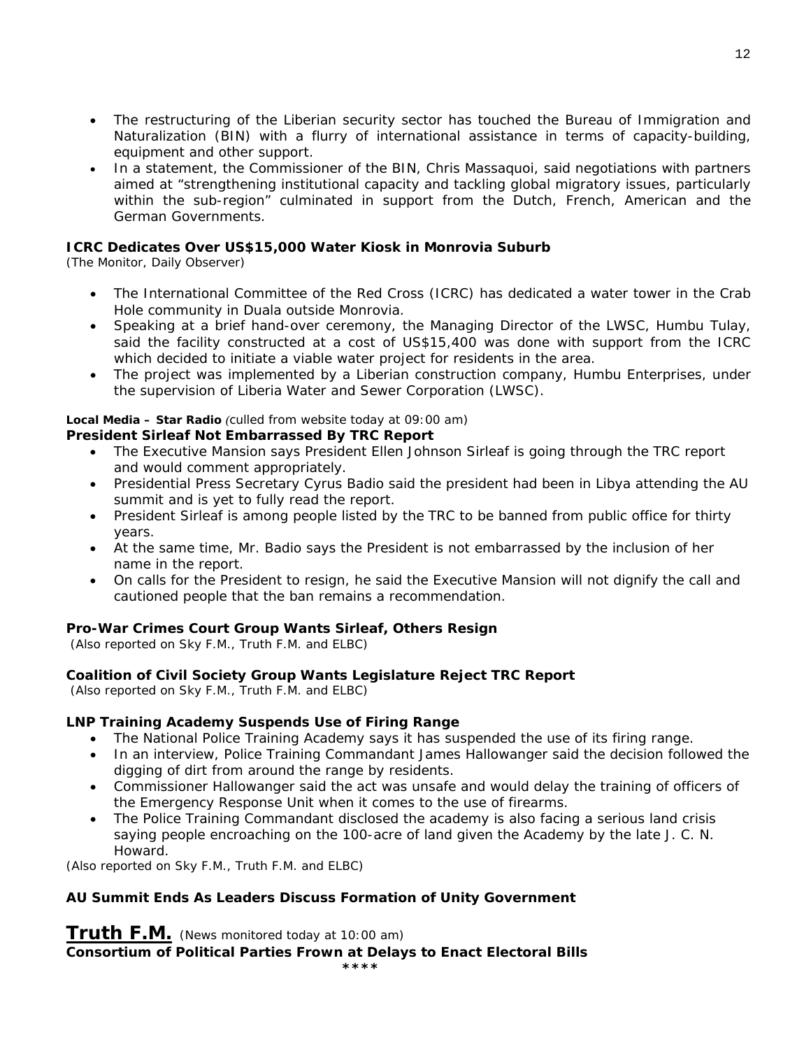- The restructuring of the Liberian security sector has touched the Bureau of Immigration and Naturalization (BIN) with a flurry of international assistance in terms of capacity-building, equipment and other support.
- In a statement, the Commissioner of the BIN, Chris Massaquoi, said negotiations with partners aimed at "strengthening institutional capacity and tackling global migratory issues, particularly within the sub-region" culminated in support from the Dutch, French, American and the German Governments.

**ICRC Dedicates Over US$15,000 Water Kiosk in Monrovia Suburb**
*(The Monitor, Daily Observer)*

- The International Committee of the Red Cross (ICRC) has dedicated a water tower in the Crab Hole community in Duala outside Monrovia.
- Speaking at a brief hand-over ceremony, the Managing Director of the LWSC, Humbu Tulay, said the facility constructed at a cost of US$15,400 was done with support from the ICRC which decided to initiate a viable water project for residents in the area.
- The project was implemented by a Liberian construction company, Humbu Enterprises, under the supervision of Liberia Water and Sewer Corporation (LWSC).

**Local Media – Star Radio** *(culled from website today at 09:00 am)*

**President Sirleaf Not Embarrassed By TRC Report**

- The Executive Mansion says President Ellen Johnson Sirleaf is going through the TRC report and would comment appropriately.
- Presidential Press Secretary Cyrus Badio said the president had been in Libya attending the AU summit and is yet to fully read the report.
- President Sirleaf is among people listed by the TRC to be banned from public office for thirty years.
- At the same time, Mr. Badio says the President is not embarrassed by the inclusion of her name in the report.
- On calls for the President to resign, he said the Executive Mansion will not dignify the call and cautioned people that the ban remains a recommendation.

**Pro-War Crimes Court Group Wants Sirleaf, Others Resign**
*(Also reported on Sky F.M., Truth F.M. and ELBC)*

**Coalition of Civil Society Group Wants Legislature Reject TRC Report**
*(Also reported on Sky F.M., Truth F.M. and ELBC)*

**LNP Training Academy Suspends Use of Firing Range**

- The National Police Training Academy says it has suspended the use of its firing range.
- In an interview, Police Training Commandant James Hallowanger said the decision followed the digging of dirt from around the range by residents.
- Commissioner Hallowanger said the act was unsafe and would delay the training of officers of the Emergency Response Unit when it comes to the use of firearms.
- The Police Training Commandant disclosed the academy is also facing a serious land crisis saying people encroaching on the 100-acre of land given the Academy by the late J. C. N. Howard.

*(Also reported on Sky F.M., Truth F.M. and ELBC)*

**AU Summit Ends As Leaders Discuss Formation of Unity Government**

## Truth F.M. *(News monitored today at 10:00 am)*

**Consortium of Political Parties Frown at Delays to Enact Electoral Bills**

****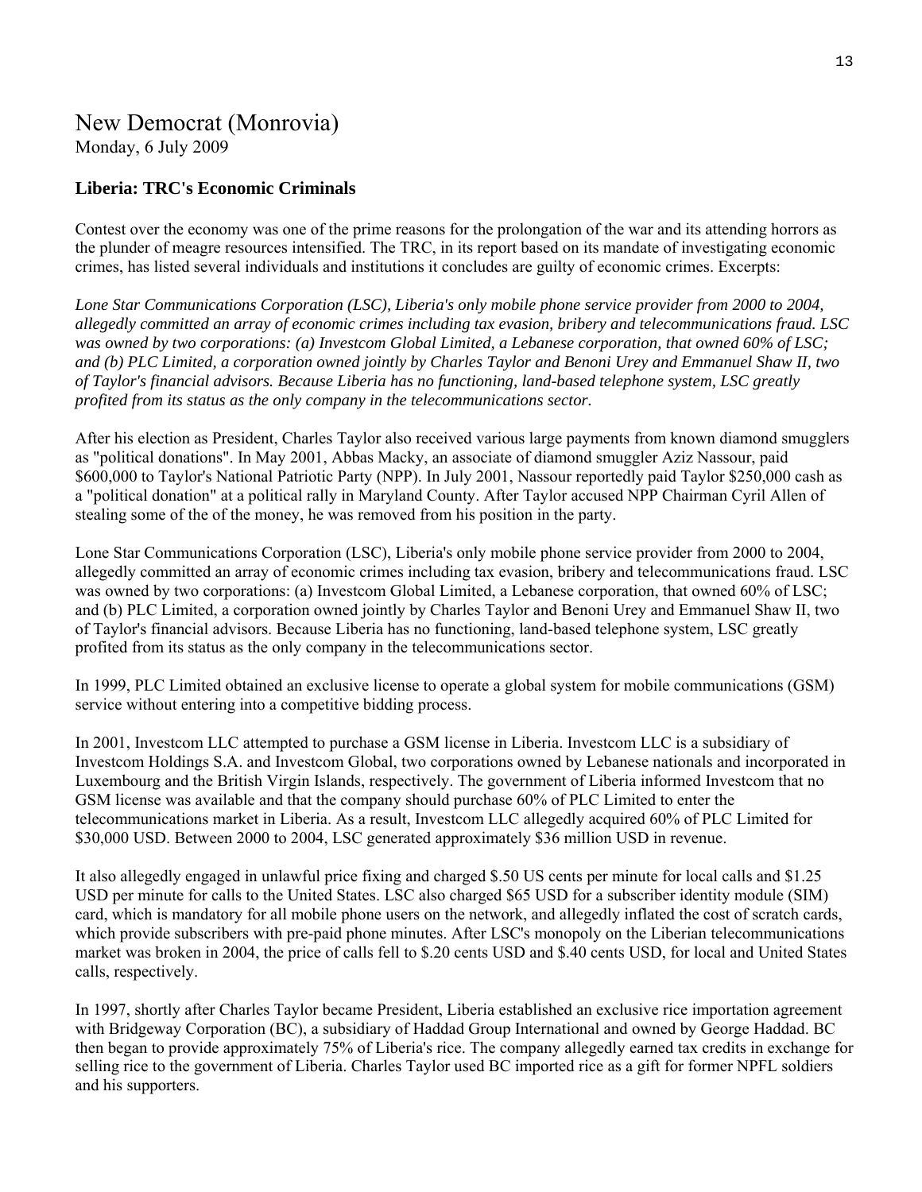# New Democrat (Monrovia)

Monday, 6 July 2009

### Liberia: TRC's Economic Criminals

Contest over the economy was one of the prime reasons for the prolongation of the war and its attending horrors as the plunder of meagre resources intensified. The TRC, in its report based on its mandate of investigating economic crimes, has listed several individuals and institutions it concludes are guilty of economic crimes. Excerpts:

*Lone Star Communications Corporation (LSC), Liberia's only mobile phone service provider from 2000 to 2004, allegedly committed an array of economic crimes including tax evasion, bribery and telecommunications fraud. LSC was owned by two corporations: (a) Investcom Global Limited, a Lebanese corporation, that owned 60% of LSC; and (b) PLC Limited, a corporation owned jointly by Charles Taylor and Benoni Urey and Emmanuel Shaw II, two of Taylor's financial advisors. Because Liberia has no functioning, land-based telephone system, LSC greatly profited from its status as the only company in the telecommunications sector.*

After his election as President, Charles Taylor also received various large payments from known diamond smugglers as "political donations". In May 2001, Abbas Macky, an associate of diamond smuggler Aziz Nassour, paid $600,000 to Taylor's National Patriotic Party (NPP). In July 2001, Nassour reportedly paid Taylor $250,000 cash as a "political donation" at a political rally in Maryland County. After Taylor accused NPP Chairman Cyril Allen of stealing some of the of the money, he was removed from his position in the party.

Lone Star Communications Corporation (LSC), Liberia's only mobile phone service provider from 2000 to 2004, allegedly committed an array of economic crimes including tax evasion, bribery and telecommunications fraud. LSC was owned by two corporations: (a) Investcom Global Limited, a Lebanese corporation, that owned 60% of LSC; and (b) PLC Limited, a corporation owned jointly by Charles Taylor and Benoni Urey and Emmanuel Shaw II, two of Taylor's financial advisors. Because Liberia has no functioning, land-based telephone system, LSC greatly profited from its status as the only company in the telecommunications sector.

In 1999, PLC Limited obtained an exclusive license to operate a global system for mobile communications (GSM) service without entering into a competitive bidding process.

In 2001, Investcom LLC attempted to purchase a GSM license in Liberia. Investcom LLC is a subsidiary of Investcom Holdings S.A. and Investcom Global, two corporations owned by Lebanese nationals and incorporated in Luxembourg and the British Virgin Islands, respectively. The government of Liberia informed Investcom that no GSM license was available and that the company should purchase 60% of PLC Limited to enter the telecommunications market in Liberia. As a result, Investcom LLC allegedly acquired 60% of PLC Limited for $30,000 USD. Between 2000 to 2004, LSC generated approximately $36 million USD in revenue.

It also allegedly engaged in unlawful price fixing and charged $.50 US cents per minute for local calls and $1.25 USD per minute for calls to the United States. LSC also charged $65 USD for a subscriber identity module (SIM) card, which is mandatory for all mobile phone users on the network, and allegedly inflated the cost of scratch cards, which provide subscribers with pre-paid phone minutes. After LSC's monopoly on the Liberian telecommunications market was broken in 2004, the price of calls fell to $.20 cents USD and $.40 cents USD, for local and United States calls, respectively.

In 1997, shortly after Charles Taylor became President, Liberia established an exclusive rice importation agreement with Bridgeway Corporation (BC), a subsidiary of Haddad Group International and owned by George Haddad. BC then began to provide approximately 75% of Liberia's rice. The company allegedly earned tax credits in exchange for selling rice to the government of Liberia. Charles Taylor used BC imported rice as a gift for former NPFL soldiers and his supporters.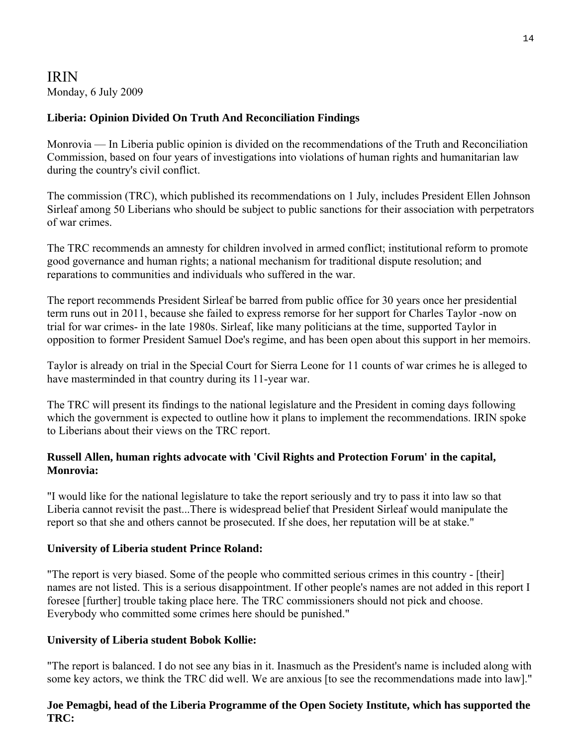IRIN
Monday, 6 July 2009

**Liberia: Opinion Divided On Truth And Reconciliation Findings**

Monrovia — In Liberia public opinion is divided on the recommendations of the Truth and Reconciliation Commission, based on four years of investigations into violations of human rights and humanitarian law during the country's civil conflict.

The commission (TRC), which published its recommendations on 1 July, includes President Ellen Johnson Sirleaf among 50 Liberians who should be subject to public sanctions for their association with perpetrators of war crimes.

The TRC recommends an amnesty for children involved in armed conflict; institutional reform to promote good governance and human rights; a national mechanism for traditional dispute resolution; and reparations to communities and individuals who suffered in the war.

The report recommends President Sirleaf be barred from public office for 30 years once her presidential term runs out in 2011, because she failed to express remorse for her support for Charles Taylor -now on trial for war crimes- in the late 1980s. Sirleaf, like many politicians at the time, supported Taylor in opposition to former President Samuel Doe's regime, and has been open about this support in her memoirs.

Taylor is already on trial in the Special Court for Sierra Leone for 11 counts of war crimes he is alleged to have masterminded in that country during its 11-year war.

The TRC will present its findings to the national legislature and the President in coming days following which the government is expected to outline how it plans to implement the recommendations. IRIN spoke to Liberians about their views on the TRC report.

**Russell Allen, human rights advocate with 'Civil Rights and Protection Forum' in the capital, Monrovia:**

"I would like for the national legislature to take the report seriously and try to pass it into law so that Liberia cannot revisit the past...There is widespread belief that President Sirleaf would manipulate the report so that she and others cannot be prosecuted. If she does, her reputation will be at stake."

**University of Liberia student Prince Roland:**

"The report is very biased. Some of the people who committed serious crimes in this country - [their] names are not listed. This is a serious disappointment. If other people's names are not added in this report I foresee [further] trouble taking place here. The TRC commissioners should not pick and choose. Everybody who committed some crimes here should be punished."

**University of Liberia student Bobok Kollie:**

"The report is balanced. I do not see any bias in it. Inasmuch as the President's name is included along with some key actors, we think the TRC did well. We are anxious [to see the recommendations made into law]."

**Joe Pemagbi, head of the Liberia Programme of the Open Society Institute, which has supported the TRC:**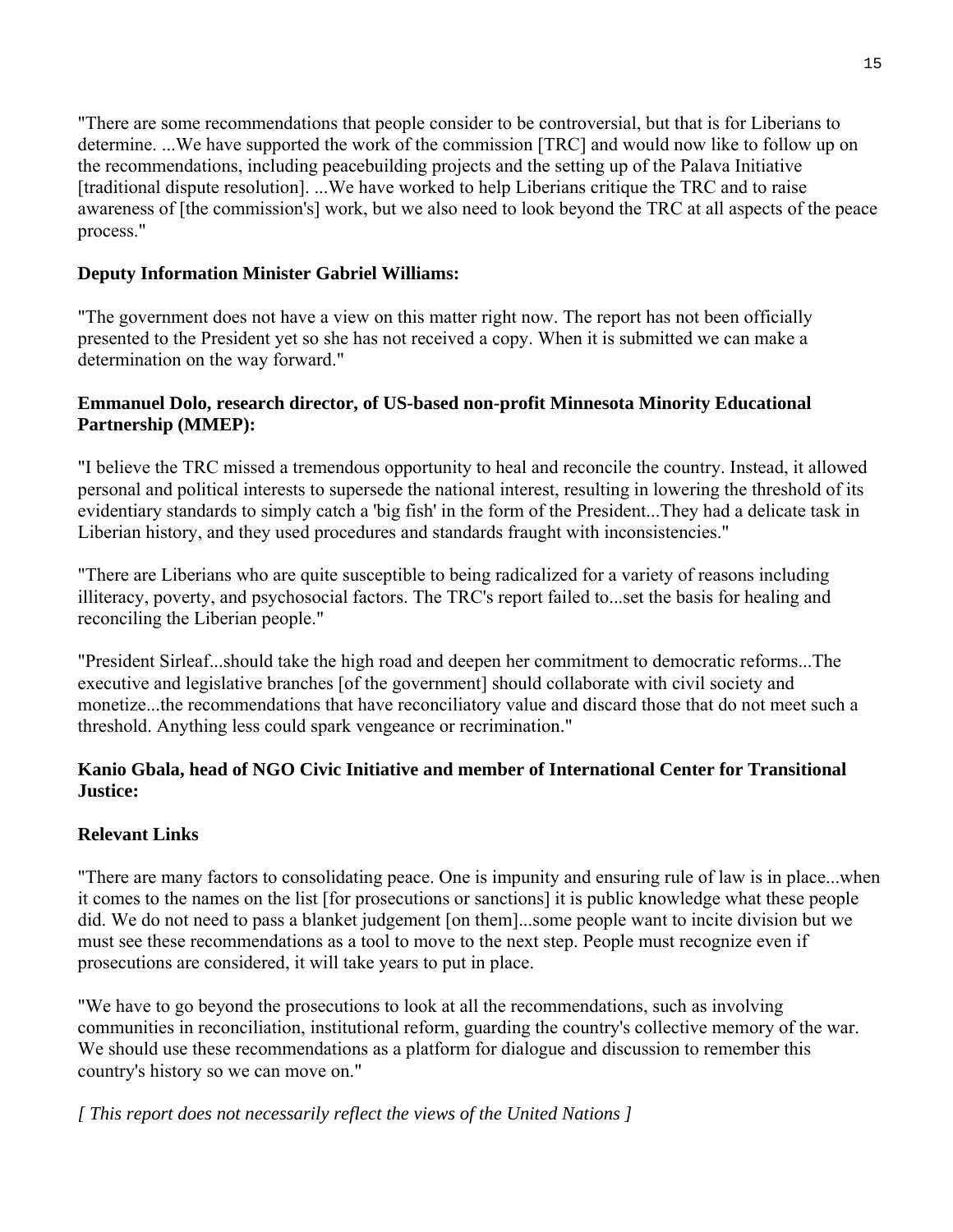"There are some recommendations that people consider to be controversial, but that is for Liberians to determine. ...We have supported the work of the commission [TRC] and would now like to follow up on the recommendations, including peacebuilding projects and the setting up of the Palava Initiative [traditional dispute resolution]. ...We have worked to help Liberians critique the TRC and to raise awareness of [the commission's] work, but we also need to look beyond the TRC at all aspects of the peace process."

**Deputy Information Minister Gabriel Williams:**

"The government does not have a view on this matter right now. The report has not been officially presented to the President yet so she has not received a copy. When it is submitted we can make a determination on the way forward."

**Emmanuel Dolo, research director, of US-based non-profit Minnesota Minority Educational Partnership (MMEP):**

"I believe the TRC missed a tremendous opportunity to heal and reconcile the country. Instead, it allowed personal and political interests to supersede the national interest, resulting in lowering the threshold of its evidentiary standards to simply catch a 'big fish' in the form of the President...They had a delicate task in Liberian history, and they used procedures and standards fraught with inconsistencies."

"There are Liberians who are quite susceptible to being radicalized for a variety of reasons including illiteracy, poverty, and psychosocial factors. The TRC's report failed to...set the basis for healing and reconciling the Liberian people."

"President Sirleaf...should take the high road and deepen her commitment to democratic reforms...The executive and legislative branches [of the government] should collaborate with civil society and monetize...the recommendations that have reconciliatory value and discard those that do not meet such a threshold. Anything less could spark vengeance or recrimination."

**Kanio Gbala, head of NGO Civic Initiative and member of International Center for Transitional Justice:**

**Relevant Links**

"There are many factors to consolidating peace. One is impunity and ensuring rule of law is in place...when it comes to the names on the list [for prosecutions or sanctions] it is public knowledge what these people did. We do not need to pass a blanket judgement [on them]...some people want to incite division but we must see these recommendations as a tool to move to the next step. People must recognize even if prosecutions are considered, it will take years to put in place.

"We have to go beyond the prosecutions to look at all the recommendations, such as involving communities in reconciliation, institutional reform, guarding the country's collective memory of the war. We should use these recommendations as a platform for dialogue and discussion to remember this country's history so we can move on."

*[ This report does not necessarily reflect the views of the United Nations ]*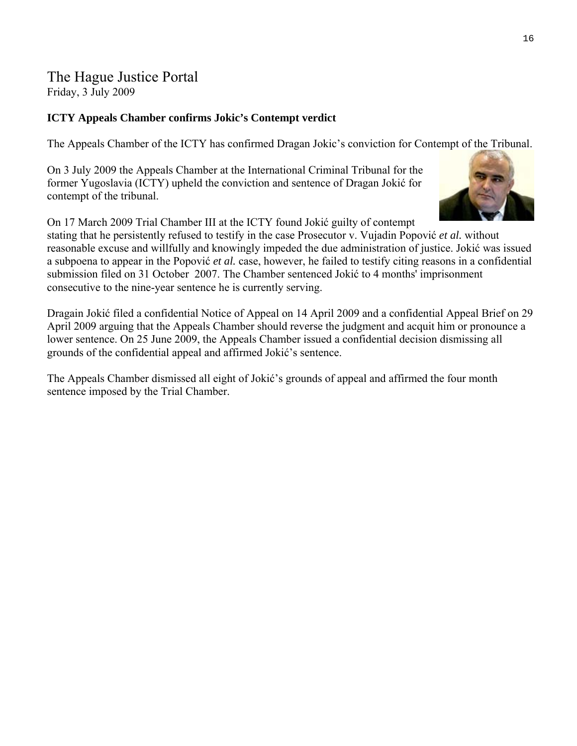# The Hague Justice Portal

Friday, 3 July 2009

**ICTY Appeals Chamber confirms Jokic's Contempt verdict**

The Appeals Chamber of the ICTY has confirmed Dragan Jokic's conviction for Contempt of the Tribunal.

On 3 July 2009 the Appeals Chamber at the International Criminal Tribunal for the former Yugoslavia (ICTY) upheld the conviction and sentence of Dragan Jokić for contempt of the tribunal.

On 17 March 2009 Trial Chamber III at the ICTY found Jokić guilty of contempt stating that he persistently refused to testify in the case Prosecutor v. Vujadin Popović *et al.* without reasonable excuse and willfully and knowingly impeded the due administration of justice. Jokić was issued a subpoena to appear in the Popović *et al.* case, however, he failed to testify citing reasons in a confidential submission filed on 31 October 2007. The Chamber sentenced Jokić to 4 months' imprisonment consecutive to the nine-year sentence he is currently serving.

Dragain Jokić filed a confidential Notice of Appeal on 14 April 2009 and a confidential Appeal Brief on 29 April 2009 arguing that the Appeals Chamber should reverse the judgment and acquit him or pronounce a lower sentence. On 25 June 2009, the Appeals Chamber issued a confidential decision dismissing all grounds of the confidential appeal and affirmed Jokić's sentence.

The Appeals Chamber dismissed all eight of Jokić's grounds of appeal and affirmed the four month sentence imposed by the Trial Chamber.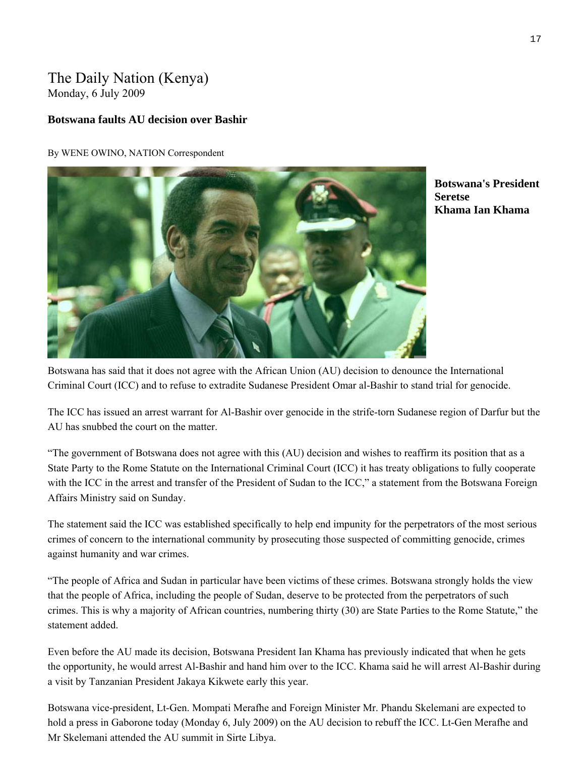The Daily Nation (Kenya)
Monday, 6 July 2009

**Botswana faults AU decision over Bashir**

By WENE OWINO, NATION Correspondent

**Botswana's President Seretse Khama Ian Khama**

Botswana has said that it does not agree with the African Union (AU) decision to denounce the International Criminal Court (ICC) and to refuse to extradite Sudanese President Omar al-Bashir to stand trial for genocide.

The ICC has issued an arrest warrant for Al-Bashir over genocide in the strife-torn Sudanese region of Darfur but the AU has snubbed the court on the matter.

"The government of Botswana does not agree with this (AU) decision and wishes to reaffirm its position that as a State Party to the Rome Statute on the International Criminal Court (ICC) it has treaty obligations to fully cooperate with the ICC in the arrest and transfer of the President of Sudan to the ICC," a statement from the Botswana Foreign Affairs Ministry said on Sunday.

The statement said the ICC was established specifically to help end impunity for the perpetrators of the most serious crimes of concern to the international community by prosecuting those suspected of committing genocide, crimes against humanity and war crimes.

"The people of Africa and Sudan in particular have been victims of these crimes. Botswana strongly holds the view that the people of Africa, including the people of Sudan, deserve to be protected from the perpetrators of such crimes. This is why a majority of African countries, numbering thirty (30) are State Parties to the Rome Statute," the statement added.

Even before the AU made its decision, Botswana President Ian Khama has previously indicated that when he gets the opportunity, he would arrest Al-Bashir and hand him over to the ICC. Khama said he will arrest Al-Bashir during a visit by Tanzanian President Jakaya Kikwete early this year.

Botswana vice-president, Lt-Gen. Mompati Merafhe and Foreign Minister Mr. Phandu Skelemani are expected to hold a press in Gaborone today (Monday 6, July 2009) on the AU decision to rebuff the ICC. Lt-Gen Merafhe and Mr Skelemani attended the AU summit in Sirte Libya.